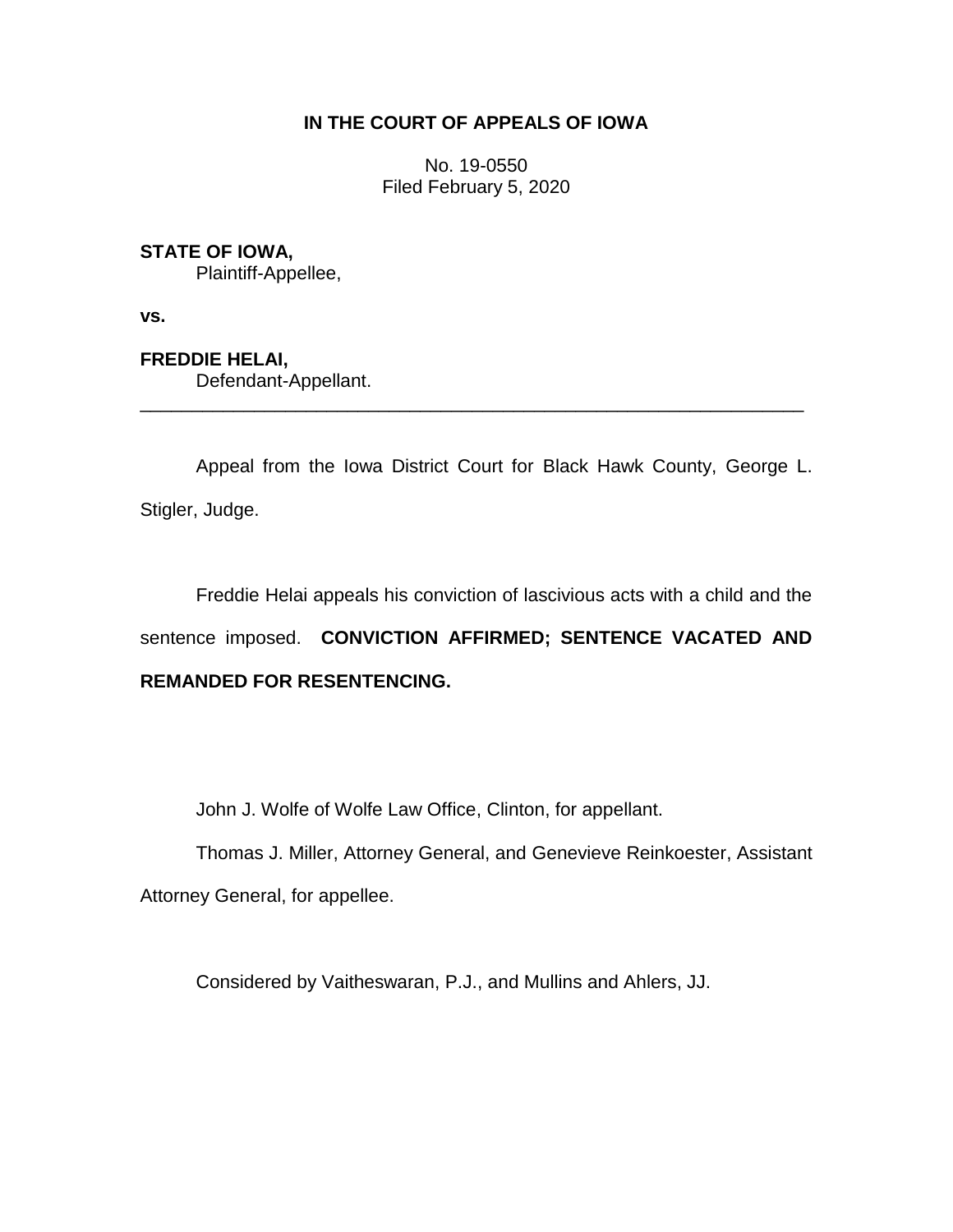**IN THE COURT OF APPEALS OF IOWA**

No. 19-0550
Filed February 5, 2020

**STATE OF IOWA,**
Plaintiff-Appellee,

**vs.**

**FREDDIE HELAI,**
Defendant-Appellant.

---

Appeal from the Iowa District Court for Black Hawk County, George L. Stigler, Judge.

Freddie Helai appeals his conviction of lascivious acts with a child and the sentence imposed. **CONVICTION AFFIRMED; SENTENCE VACATED AND REMANDED FOR RESENTENCING.**

John J. Wolfe of Wolfe Law Office, Clinton, for appellant.

Thomas J. Miller, Attorney General, and Genevieve Reinkoester, Assistant Attorney General, for appellee.

Considered by Vaitheswaran, P.J., and Mullins and Ahlers, JJ.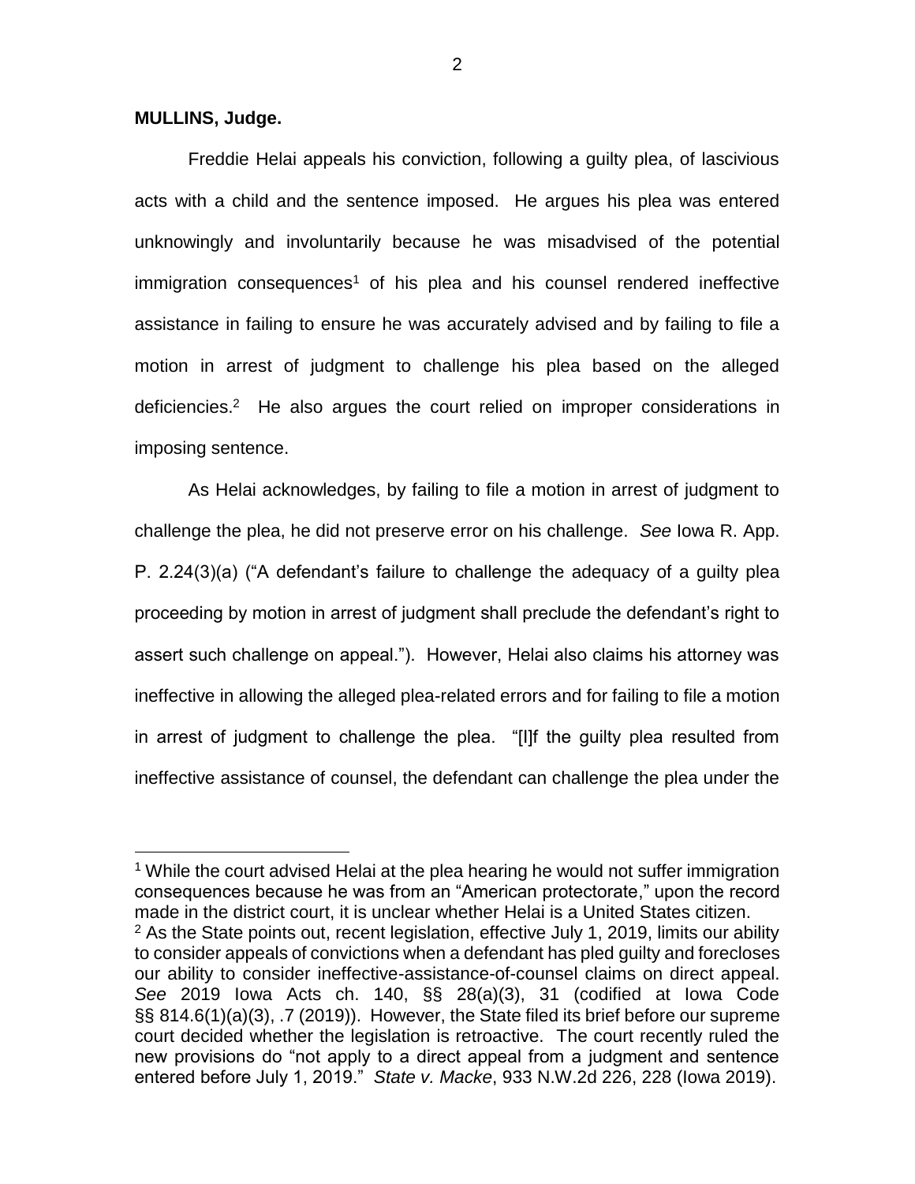**MULLINS, Judge.**

Freddie Helai appeals his conviction, following a guilty plea, of lascivious acts with a child and the sentence imposed. He argues his plea was entered unknowingly and involuntarily because he was misadvised of the potential immigration consequences[1] of his plea and his counsel rendered ineffective assistance in failing to ensure he was accurately advised and by failing to file a motion in arrest of judgment to challenge his plea based on the alleged deficiencies.[2] He also argues the court relied on improper considerations in imposing sentence.

As Helai acknowledges, by failing to file a motion in arrest of judgment to challenge the plea, he did not preserve error on his challenge. *See* Iowa R. App. P. 2.24(3)(a) ("A defendant's failure to challenge the adequacy of a guilty plea proceeding by motion in arrest of judgment shall preclude the defendant's right to assert such challenge on appeal."). However, Helai also claims his attorney was ineffective in allowing the alleged plea-related errors and for failing to file a motion in arrest of judgment to challenge the plea. "[I]f the guilty plea resulted from ineffective assistance of counsel, the defendant can challenge the plea under the

---

[1] While the court advised Helai at the plea hearing he would not suffer immigration consequences because he was from an "American protectorate," upon the record made in the district court, it is unclear whether Helai is a United States citizen.

[2] As the State points out, recent legislation, effective July 1, 2019, limits our ability to consider appeals of convictions when a defendant has pled guilty and forecloses our ability to consider ineffective-assistance-of-counsel claims on direct appeal. *See* 2019 Iowa Acts ch. 140, §§ 28(a)(3), 31 (codified at Iowa Code §§ 814.6(1)(a)(3), .7 (2019)). However, the State filed its brief before our supreme court decided whether the legislation is retroactive. The court recently ruled the new provisions do "not apply to a direct appeal from a judgment and sentence entered before July 1, 2019." *State v. Macke*, 933 N.W.2d 226, 228 (Iowa 2019).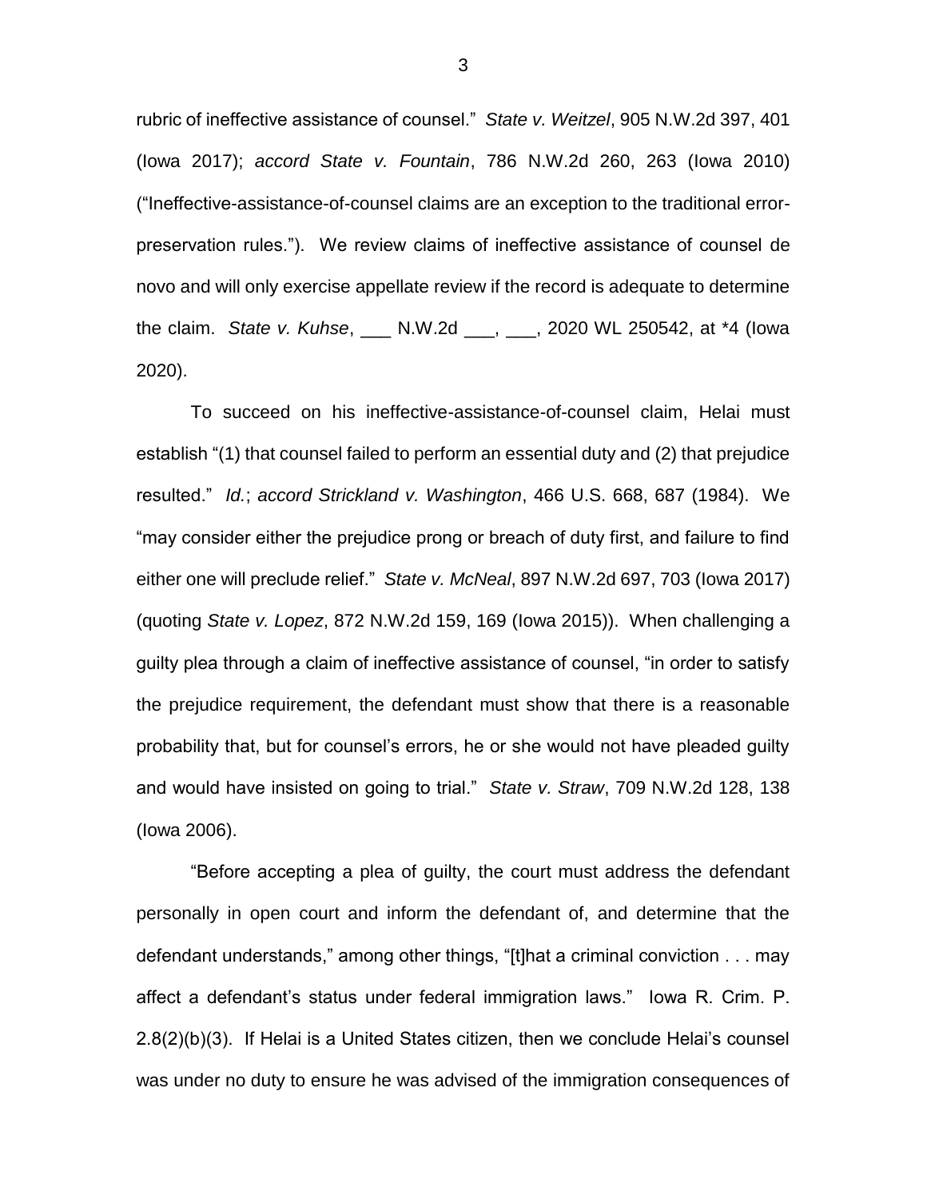rubric of ineffective assistance of counsel." *State v. Weitzel*, 905 N.W.2d 397, 401 (Iowa 2017); *accord State v. Fountain*, 786 N.W.2d 260, 263 (Iowa 2010) ("Ineffective-assistance-of-counsel claims are an exception to the traditional error-preservation rules."). We review claims of ineffective assistance of counsel de novo and will only exercise appellate review if the record is adequate to determine the claim. *State v. Kuhse*, ___ N.W.2d ___, ___, 2020 WL 250542, at *4 (Iowa 2020).

To succeed on his ineffective-assistance-of-counsel claim, Helai must establish "(1) that counsel failed to perform an essential duty and (2) that prejudice resulted." *Id.*; *accord Strickland v. Washington*, 466 U.S. 668, 687 (1984). We "may consider either the prejudice prong or breach of duty first, and failure to find either one will preclude relief." *State v. McNeal*, 897 N.W.2d 697, 703 (Iowa 2017) (quoting *State v. Lopez*, 872 N.W.2d 159, 169 (Iowa 2015)). When challenging a guilty plea through a claim of ineffective assistance of counsel, "in order to satisfy the prejudice requirement, the defendant must show that there is a reasonable probability that, but for counsel's errors, he or she would not have pleaded guilty and would have insisted on going to trial." *State v. Straw*, 709 N.W.2d 128, 138 (Iowa 2006).

"Before accepting a plea of guilty, the court must address the defendant personally in open court and inform the defendant of, and determine that the defendant understands," among other things, "[t]hat a criminal conviction . . . may affect a defendant's status under federal immigration laws." Iowa R. Crim. P. 2.8(2)(b)(3). If Helai is a United States citizen, then we conclude Helai's counsel was under no duty to ensure he was advised of the immigration consequences of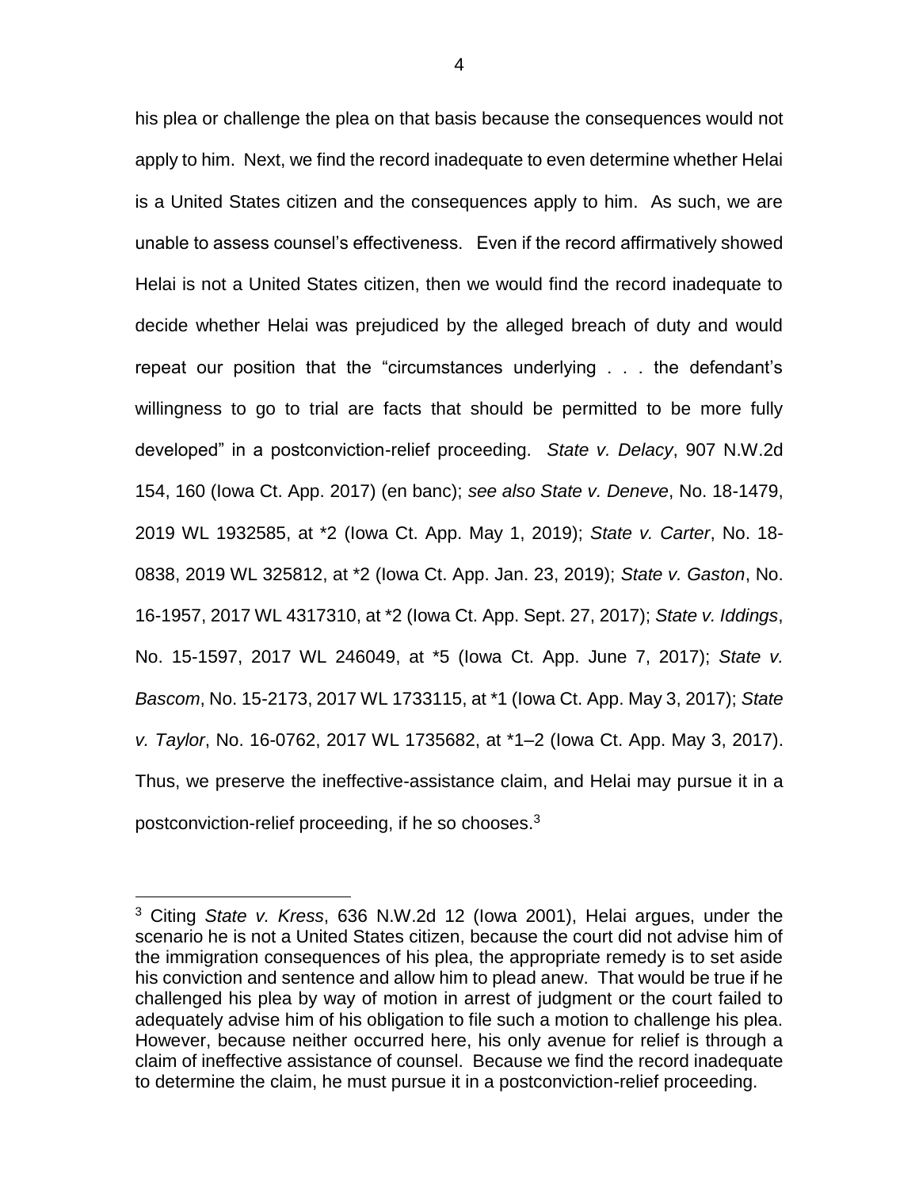his plea or challenge the plea on that basis because the consequences would not apply to him. Next, we find the record inadequate to even determine whether Helai is a United States citizen and the consequences apply to him. As such, we are unable to assess counsel's effectiveness. Even if the record affirmatively showed Helai is not a United States citizen, then we would find the record inadequate to decide whether Helai was prejudiced by the alleged breach of duty and would repeat our position that the "circumstances underlying . . . the defendant's willingness to go to trial are facts that should be permitted to be more fully developed" in a postconviction-relief proceeding. *State v. Delacy*, 907 N.W.2d 154, 160 (Iowa Ct. App. 2017) (en banc); *see also State v. Deneve*, No. 18-1479, 2019 WL 1932585, at *2 (Iowa Ct. App. May 1, 2019); *State v. Carter*, No. 18-0838, 2019 WL 325812, at *2 (Iowa Ct. App. Jan. 23, 2019); *State v. Gaston*, No. 16-1957, 2017 WL 4317310, at *2 (Iowa Ct. App. Sept. 27, 2017); *State v. Iddings*, No. 15-1597, 2017 WL 246049, at *5 (Iowa Ct. App. June 7, 2017); *State v. Bascom*, No. 15-2173, 2017 WL 1733115, at *1 (Iowa Ct. App. May 3, 2017); *State v. Taylor*, No. 16-0762, 2017 WL 1735682, at *1–2 (Iowa Ct. App. May 3, 2017). Thus, we preserve the ineffective-assistance claim, and Helai may pursue it in a postconviction-relief proceeding, if he so chooses.[3]

---

[3] Citing *State v. Kress*, 636 N.W.2d 12 (Iowa 2001), Helai argues, under the scenario he is not a United States citizen, because the court did not advise him of the immigration consequences of his plea, the appropriate remedy is to set aside his conviction and sentence and allow him to plead anew. That would be true if he challenged his plea by way of motion in arrest of judgment or the court failed to adequately advise him of his obligation to file such a motion to challenge his plea. However, because neither occurred here, his only avenue for relief is through a claim of ineffective assistance of counsel. Because we find the record inadequate to determine the claim, he must pursue it in a postconviction-relief proceeding.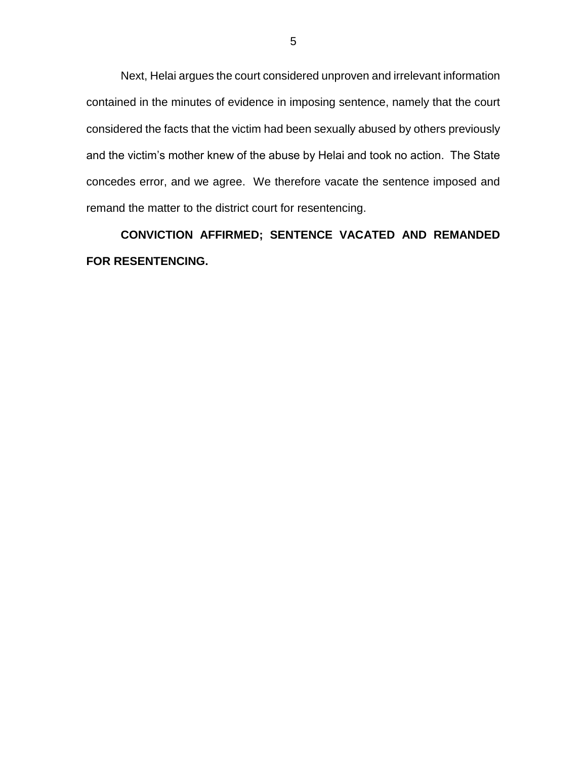Next, Helai argues the court considered unproven and irrelevant information contained in the minutes of evidence in imposing sentence, namely that the court considered the facts that the victim had been sexually abused by others previously and the victim's mother knew of the abuse by Helai and took no action. The State concedes error, and we agree. We therefore vacate the sentence imposed and remand the matter to the district court for resentencing.

**CONVICTION AFFIRMED; SENTENCE VACATED AND REMANDED FOR RESENTENCING.**